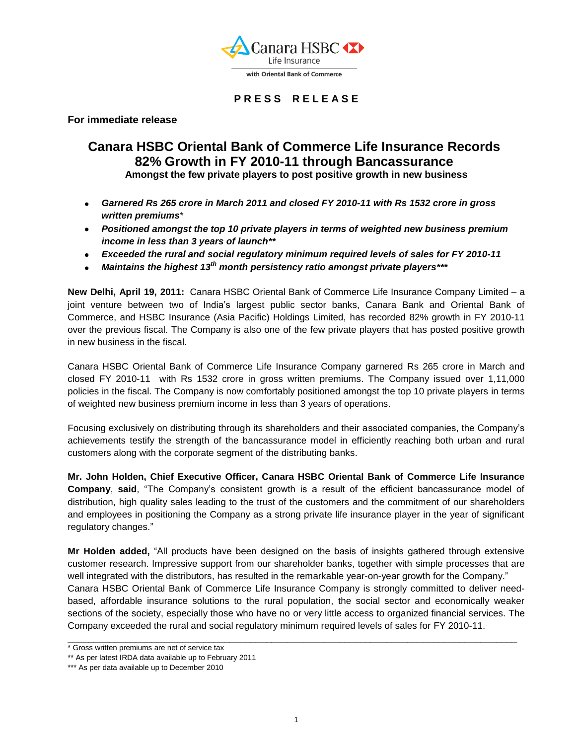Canara HSBC Life Insurance

with Oriental Bank of Commerce

**PRESS RELEASE**

**For immediate release**

# Canara HSBC Oriental Bank of Commerce Life Insurance Records 82% Growth in FY 2010-11 through Bancassurance

**Amongst the few private players to post positive growth in new business**

- ***Garnered Rs 265 crore in March 2011 and closed FY 2010-11 with Rs 1532 crore in gross written premiums****
- ***Positioned amongst the top 10 private players in terms of weighted new business premium income in less than 3 years of launch*****
- ***Exceeded the rural and social regulatory minimum required levels of sales for FY 2010-11***
- ***Maintains the highest 13th month persistency ratio amongst private players******

**New Delhi, April 19, 2011:** Canara HSBC Oriental Bank of Commerce Life Insurance Company Limited – a joint venture between two of India's largest public sector banks, Canara Bank and Oriental Bank of Commerce, and HSBC Insurance (Asia Pacific) Holdings Limited, has recorded 82% growth in FY 2010-11 over the previous fiscal. The Company is also one of the few private players that has posted positive growth in new business in the fiscal.

Canara HSBC Oriental Bank of Commerce Life Insurance Company garnered Rs 265 crore in March and closed FY 2010-11 with Rs 1532 crore in gross written premiums. The Company issued over 1,11,000 policies in the fiscal. The Company is now comfortably positioned amongst the top 10 private players in terms of weighted new business premium income in less than 3 years of operations.

Focusing exclusively on distributing through its shareholders and their associated companies, the Company's achievements testify the strength of the bancassurance model in efficiently reaching both urban and rural customers along with the corporate segment of the distributing banks.

**Mr. John Holden, Chief Executive Officer, Canara HSBC Oriental Bank of Commerce Life Insurance Company**, **said**, "The Company's consistent growth is a result of the efficient bancassurance model of distribution, high quality sales leading to the trust of the customers and the commitment of our shareholders and employees in positioning the Company as a strong private life insurance player in the year of significant regulatory changes."

**Mr Holden added,** "All products have been designed on the basis of insights gathered through extensive customer research. Impressive support from our shareholder banks, together with simple processes that are well integrated with the distributors, has resulted in the remarkable year-on-year growth for the Company."

Canara HSBC Oriental Bank of Commerce Life Insurance Company is strongly committed to deliver need-based, affordable insurance solutions to the rural population, the social sector and economically weaker sections of the society, especially those who have no or very little access to organized financial services. The Company exceeded the rural and social regulatory minimum required levels of sales for FY 2010-11.

---

\* Gross written premiums are net of service tax

** As per latest IRDA data available up to February 2011

*** As per data available up to December 2010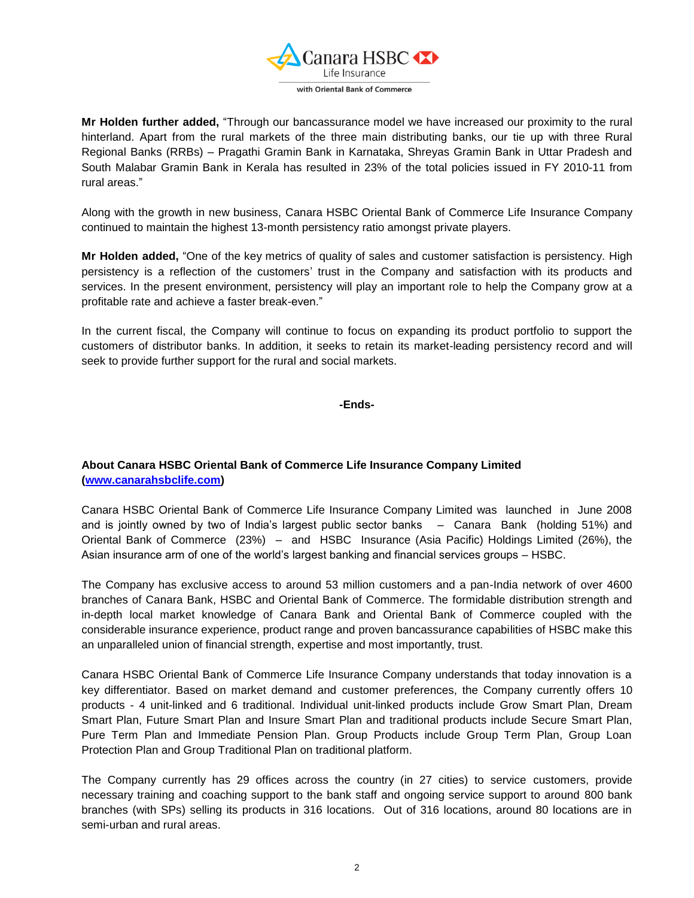**Mr Holden further added,** "Through our bancassurance model we have increased our proximity to the rural hinterland. Apart from the rural markets of the three main distributing banks, our tie up with three Rural Regional Banks (RRBs) – Pragathi Gramin Bank in Karnataka, Shreyas Gramin Bank in Uttar Pradesh and South Malabar Gramin Bank in Kerala has resulted in 23% of the total policies issued in FY 2010-11 from rural areas."

Along with the growth in new business, Canara HSBC Oriental Bank of Commerce Life Insurance Company continued to maintain the highest 13-month persistency ratio amongst private players.

**Mr Holden added,** "One of the key metrics of quality of sales and customer satisfaction is persistency. High persistency is a reflection of the customers' trust in the Company and satisfaction with its products and services. In the present environment, persistency will play an important role to help the Company grow at a profitable rate and achieve a faster break-even."

In the current fiscal, the Company will continue to focus on expanding its product portfolio to support the customers of distributor banks. In addition, it seeks to retain its market-leading persistency record and will seek to provide further support for the rural and social markets.

**-Ends-**

**About Canara HSBC Oriental Bank of Commerce Life Insurance Company Limited ([www.canarahsbclife.com](www.canarahsbclife.com))**

Canara HSBC Oriental Bank of Commerce Life Insurance Company Limited was launched in June 2008 and is jointly owned by two of India's largest public sector banks – Canara Bank (holding 51%) and Oriental Bank of Commerce (23%) – and HSBC Insurance (Asia Pacific) Holdings Limited (26%), the Asian insurance arm of one of the world's largest banking and financial services groups – HSBC.

The Company has exclusive access to around 53 million customers and a pan-India network of over 4600 branches of Canara Bank, HSBC and Oriental Bank of Commerce. The formidable distribution strength and in-depth local market knowledge of Canara Bank and Oriental Bank of Commerce coupled with the considerable insurance experience, product range and proven bancassurance capabilities of HSBC make this an unparalleled union of financial strength, expertise and most importantly, trust.

Canara HSBC Oriental Bank of Commerce Life Insurance Company understands that today innovation is a key differentiator. Based on market demand and customer preferences, the Company currently offers 10 products - 4 unit-linked and 6 traditional. Individual unit-linked products include Grow Smart Plan, Dream Smart Plan, Future Smart Plan and Insure Smart Plan and traditional products include Secure Smart Plan, Pure Term Plan and Immediate Pension Plan. Group Products include Group Term Plan, Group Loan Protection Plan and Group Traditional Plan on traditional platform.

The Company currently has 29 offices across the country (in 27 cities) to service customers, provide necessary training and coaching support to the bank staff and ongoing service support to around 800 bank branches (with SPs) selling its products in 316 locations. Out of 316 locations, around 80 locations are in semi-urban and rural areas.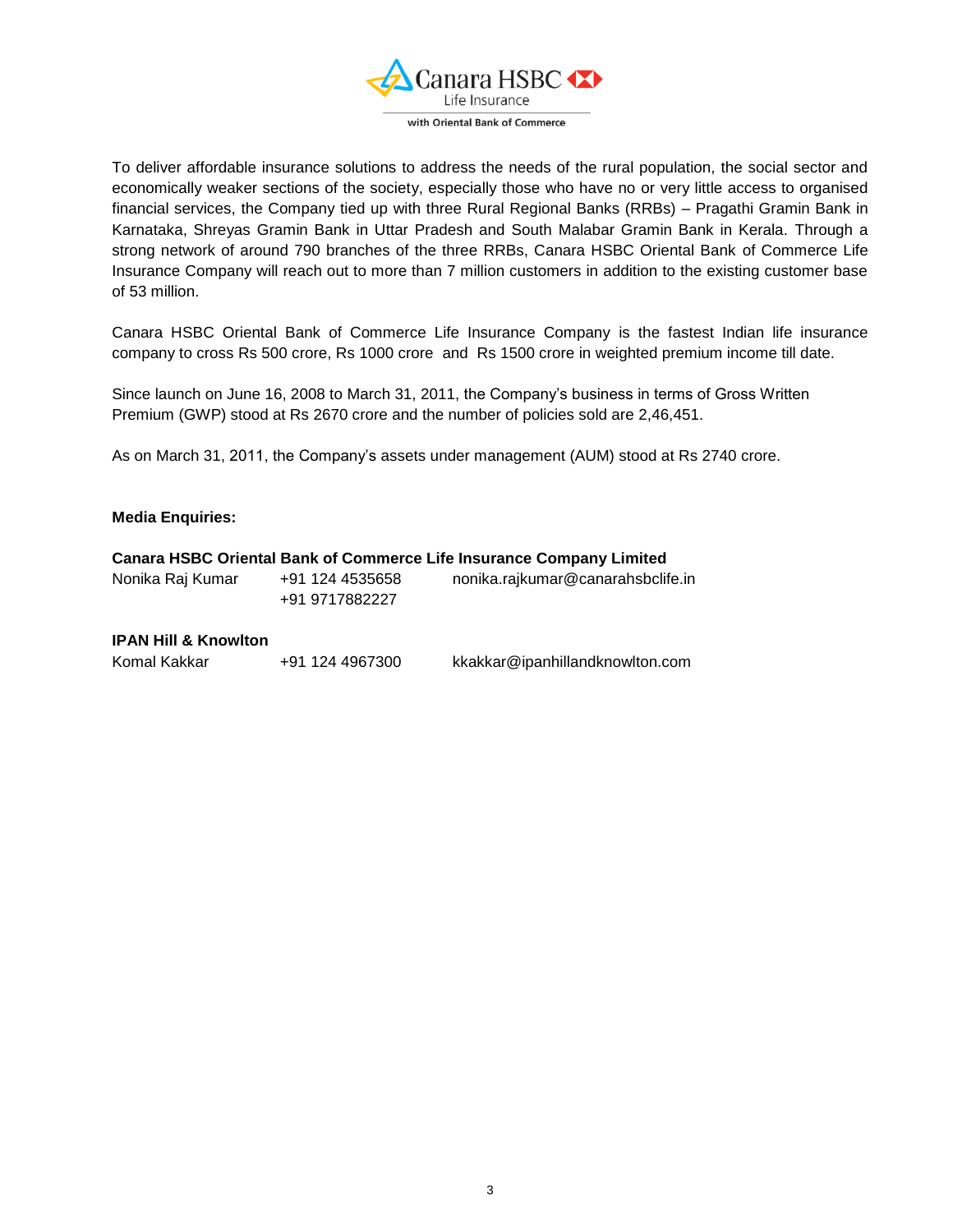To deliver affordable insurance solutions to address the needs of the rural population, the social sector and economically weaker sections of the society, especially those who have no or very little access to organised financial services, the Company tied up with three Rural Regional Banks (RRBs) – Pragathi Gramin Bank in Karnataka, Shreyas Gramin Bank in Uttar Pradesh and South Malabar Gramin Bank in Kerala. Through a strong network of around 790 branches of the three RRBs, Canara HSBC Oriental Bank of Commerce Life Insurance Company will reach out to more than 7 million customers in addition to the existing customer base of 53 million.

Canara HSBC Oriental Bank of Commerce Life Insurance Company is the fastest Indian life insurance company to cross Rs 500 crore, Rs 1000 crore and Rs 1500 crore in weighted premium income till date.

Since launch on June 16, 2008 to March 31, 2011, the Company's business in terms of Gross Written Premium (GWP) stood at Rs 2670 crore and the number of policies sold are 2,46,451.

As on March 31, 2011, the Company's assets under management (AUM) stood at Rs 2740 crore.

**Media Enquiries:**

**Canara HSBC Oriental Bank of Commerce Life Insurance Company Limited**

| | | |
|---|---|---|
| Nonika Raj Kumar | +91 124 4535658<br>+91 9717882227 | nonika.rajkumar@canarahsbclife.in |

**IPAN Hill & Knowlton**

| | | |
|---|---|---|
| Komal Kakkar | +91 124 4967300 | kkakkar@ipanhillandknowlton.com |